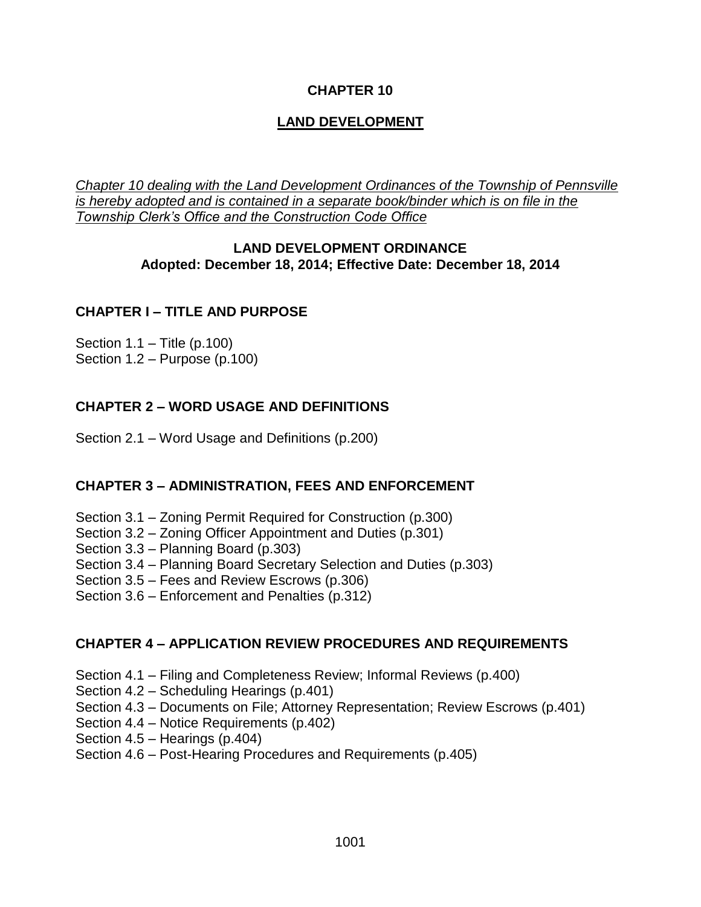# CHAPTER 10

## LAND DEVELOPMENT

*Chapter 10 dealing with the Land Development Ordinances of the Township of Pennsville is hereby adopted and is contained in a separate book/binder which is on file in the Township Clerk's Office and the Construction Code Office*

**LAND DEVELOPMENT ORDINANCE**
**Adopted: December 18, 2014; Effective Date: December 18, 2014**

### CHAPTER I – TITLE AND PURPOSE

Section 1.1 – Title (p.100)
Section 1.2 – Purpose (p.100)

### CHAPTER 2 – WORD USAGE AND DEFINITIONS

Section 2.1 – Word Usage and Definitions (p.200)

### CHAPTER 3 – ADMINISTRATION, FEES AND ENFORCEMENT

Section 3.1 – Zoning Permit Required for Construction (p.300)
Section 3.2 – Zoning Officer Appointment and Duties (p.301)
Section 3.3 – Planning Board (p.303)
Section 3.4 – Planning Board Secretary Selection and Duties (p.303)
Section 3.5 – Fees and Review Escrows (p.306)
Section 3.6 – Enforcement and Penalties (p.312)

### CHAPTER 4 – APPLICATION REVIEW PROCEDURES AND REQUIREMENTS

Section 4.1 – Filing and Completeness Review; Informal Reviews (p.400)
Section 4.2 – Scheduling Hearings (p.401)
Section 4.3 – Documents on File; Attorney Representation; Review Escrows (p.401)
Section 4.4 – Notice Requirements (p.402)
Section 4.5 – Hearings (p.404)
Section 4.6 – Post-Hearing Procedures and Requirements (p.405)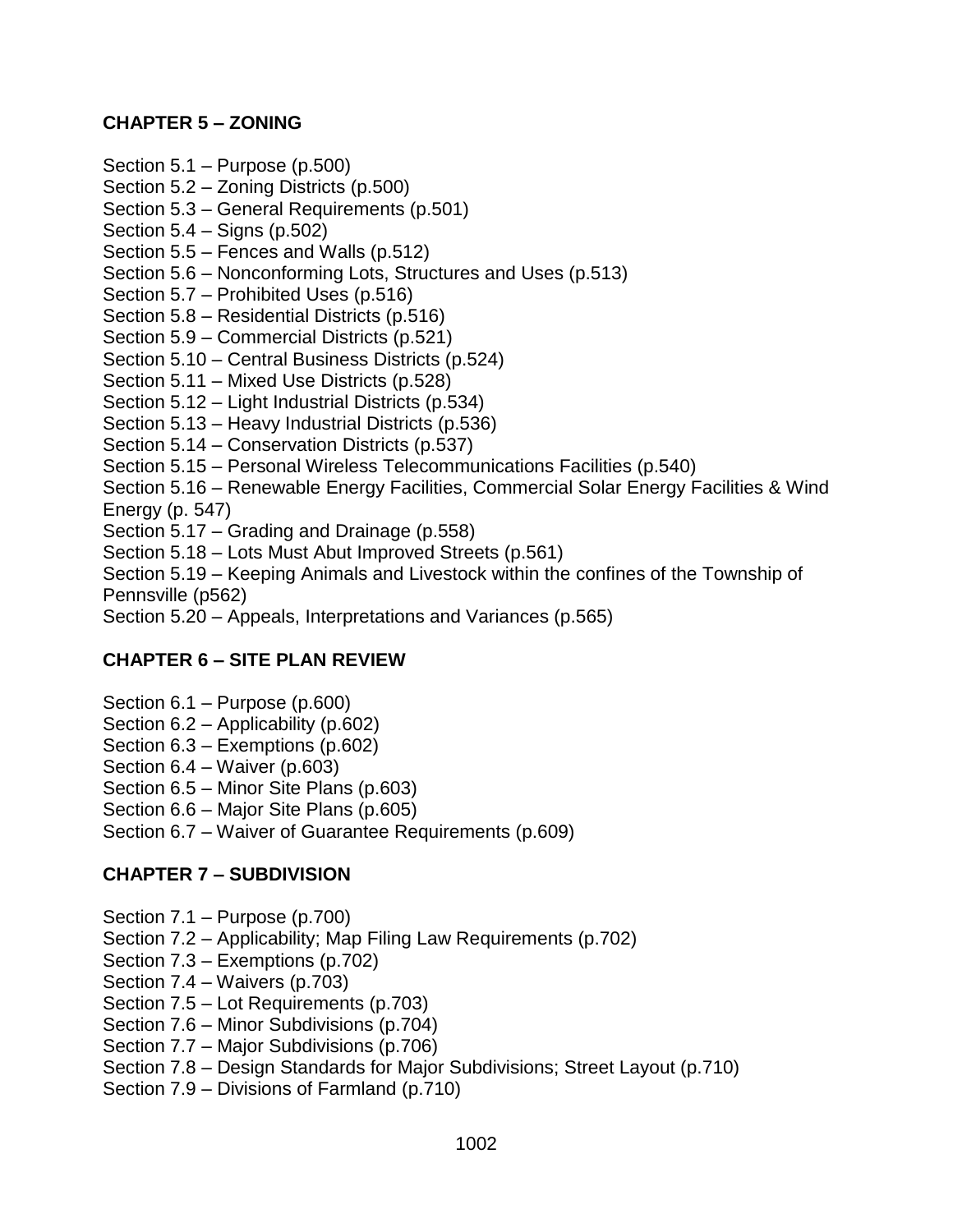## CHAPTER 5 – ZONING

Section 5.1 – Purpose (p.500)
Section 5.2 – Zoning Districts (p.500)
Section 5.3 – General Requirements (p.501)
Section 5.4 – Signs (p.502)
Section 5.5 – Fences and Walls (p.512)
Section 5.6 – Nonconforming Lots, Structures and Uses (p.513)
Section 5.7 – Prohibited Uses (p.516)
Section 5.8 – Residential Districts (p.516)
Section 5.9 – Commercial Districts (p.521)
Section 5.10 – Central Business Districts (p.524)
Section 5.11 – Mixed Use Districts (p.528)
Section 5.12 – Light Industrial Districts (p.534)
Section 5.13 – Heavy Industrial Districts (p.536)
Section 5.14 – Conservation Districts (p.537)
Section 5.15 – Personal Wireless Telecommunications Facilities (p.540)
Section 5.16 – Renewable Energy Facilities, Commercial Solar Energy Facilities & Wind Energy (p. 547)
Section 5.17 – Grading and Drainage (p.558)
Section 5.18 – Lots Must Abut Improved Streets (p.561)
Section 5.19 – Keeping Animals and Livestock within the confines of the Township of Pennsville (p562)
Section 5.20 – Appeals, Interpretations and Variances (p.565)

## CHAPTER 6 – SITE PLAN REVIEW

Section 6.1 – Purpose (p.600)
Section 6.2 – Applicability (p.602)
Section 6.3 – Exemptions (p.602)
Section 6.4 – Waiver (p.603)
Section 6.5 – Minor Site Plans (p.603)
Section 6.6 – Major Site Plans (p.605)
Section 6.7 – Waiver of Guarantee Requirements (p.609)

## CHAPTER 7 – SUBDIVISION

Section 7.1 – Purpose (p.700)
Section 7.2 – Applicability; Map Filing Law Requirements (p.702)
Section 7.3 – Exemptions (p.702)
Section 7.4 – Waivers (p.703)
Section 7.5 – Lot Requirements (p.703)
Section 7.6 – Minor Subdivisions (p.704)
Section 7.7 – Major Subdivisions (p.706)
Section 7.8 – Design Standards for Major Subdivisions; Street Layout (p.710)
Section 7.9 – Divisions of Farmland (p.710)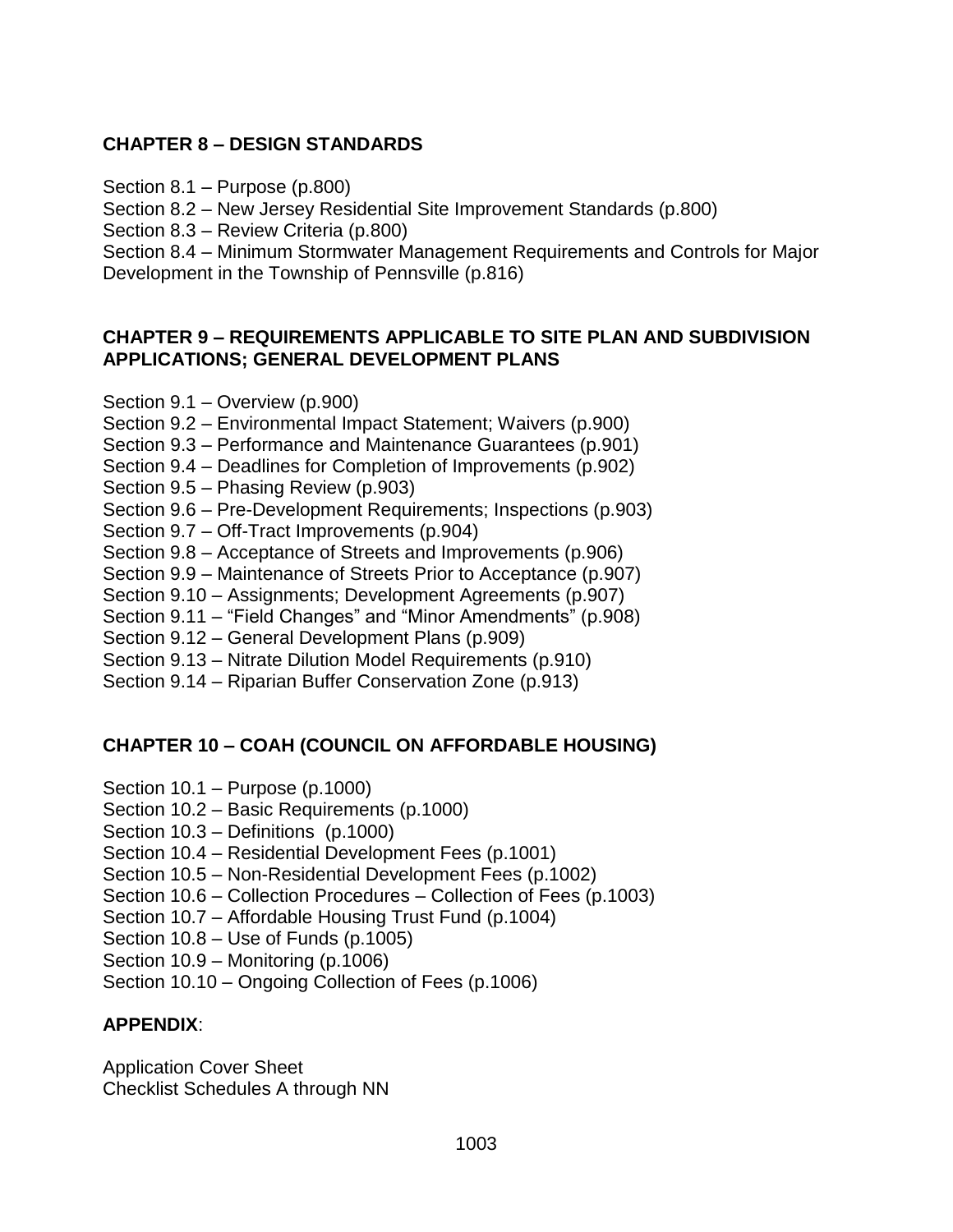## CHAPTER 8 – DESIGN STANDARDS

Section 8.1 – Purpose (p.800)
Section 8.2 – New Jersey Residential Site Improvement Standards (p.800)
Section 8.3 – Review Criteria (p.800)
Section 8.4 – Minimum Stormwater Management Requirements and Controls for Major Development in the Township of Pennsville (p.816)

## CHAPTER 9 – REQUIREMENTS APPLICABLE TO SITE PLAN AND SUBDIVISION APPLICATIONS; GENERAL DEVELOPMENT PLANS

Section 9.1 – Overview (p.900)
Section 9.2 – Environmental Impact Statement; Waivers (p.900)
Section 9.3 – Performance and Maintenance Guarantees (p.901)
Section 9.4 – Deadlines for Completion of Improvements (p.902)
Section 9.5 – Phasing Review (p.903)
Section 9.6 – Pre-Development Requirements; Inspections (p.903)
Section 9.7 – Off-Tract Improvements (p.904)
Section 9.8 – Acceptance of Streets and Improvements (p.906)
Section 9.9 – Maintenance of Streets Prior to Acceptance (p.907)
Section 9.10 – Assignments; Development Agreements (p.907)
Section 9.11 – "Field Changes" and "Minor Amendments" (p.908)
Section 9.12 – General Development Plans (p.909)
Section 9.13 – Nitrate Dilution Model Requirements (p.910)
Section 9.14 – Riparian Buffer Conservation Zone (p.913)

## CHAPTER 10 – COAH (COUNCIL ON AFFORDABLE HOUSING)

Section 10.1 – Purpose (p.1000)
Section 10.2 – Basic Requirements (p.1000)
Section 10.3 – Definitions (p.1000)
Section 10.4 – Residential Development Fees (p.1001)
Section 10.5 – Non-Residential Development Fees (p.1002)
Section 10.6 – Collection Procedures – Collection of Fees (p.1003)
Section 10.7 – Affordable Housing Trust Fund (p.1004)
Section 10.8 – Use of Funds (p.1005)
Section 10.9 – Monitoring (p.1006)
Section 10.10 – Ongoing Collection of Fees (p.1006)

**APPENDIX**:

Application Cover Sheet
Checklist Schedules A through NN